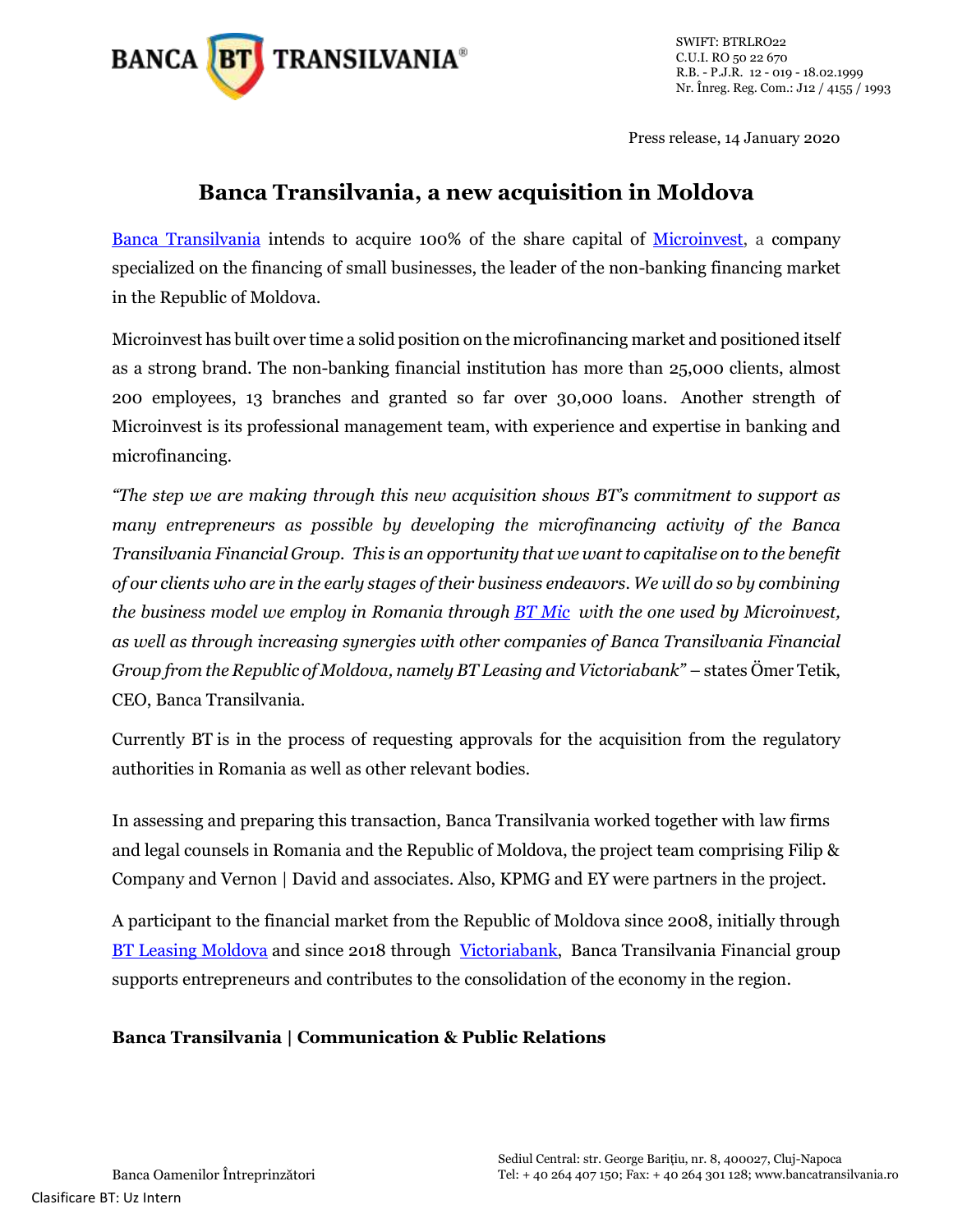BANCA BT TRANSILVANIA®

SWIFT: BTRLRO22
C.U.I. RO 50 22 670
R.B. - P.J.R. 12 - 019 - 18.02.1999
Nr. Înreg. Reg. Com.: J12 / 4155 / 1993

Press release, 14 January 2020

# Banca Transilvania, a new acquisition in Moldova

Banca Transilvania intends to acquire 100% of the share capital of Microinvest, a company specialized on the financing of small businesses, the leader of the non-banking financing market in the Republic of Moldova.

Microinvest has built over time a solid position on the microfinancing market and positioned itself as a strong brand. The non-banking financial institution has more than 25,000 clients, almost 200 employees, 13 branches and granted so far over 30,000 loans. Another strength of Microinvest is its professional management team, with experience and expertise in banking and microfinancing.

*"The step we are making through this new acquisition shows BT's commitment to support as many entrepreneurs as possible by developing the microfinancing activity of the Banca Transilvania Financial Group. This is an opportunity that we want to capitalise on to the benefit of our clients who are in the early stages of their business endeavors. We will do so by combining the business model we employ in Romania through BT Mic with the one used by Microinvest, as well as through increasing synergies with other companies of Banca Transilvania Financial Group from the Republic of Moldova, namely BT Leasing and Victoriabank"* – states Ömer Tetik, CEO, Banca Transilvania.

Currently BT is in the process of requesting approvals for the acquisition from the regulatory authorities in Romania as well as other relevant bodies.

In assessing and preparing this transaction, Banca Transilvania worked together with law firms and legal counsels in Romania and the Republic of Moldova, the project team comprising Filip & Company and Vernon | David and associates. Also, KPMG and EY were partners in the project.

A participant to the financial market from the Republic of Moldova since 2008, initially through BT Leasing Moldova and since 2018 through Victoriabank, Banca Transilvania Financial group supports entrepreneurs and contributes to the consolidation of the economy in the region.

**Banca Transilvania | Communication & Public Relations**

Banca Oamenilor Întreprinzători

Sediul Central: str. George Bariţiu, nr. 8, 400027, Cluj-Napoca
Tel: + 40 264 407 150; Fax: + 40 264 301 128; www.bancatransilvania.ro

Clasificare BT: Uz Intern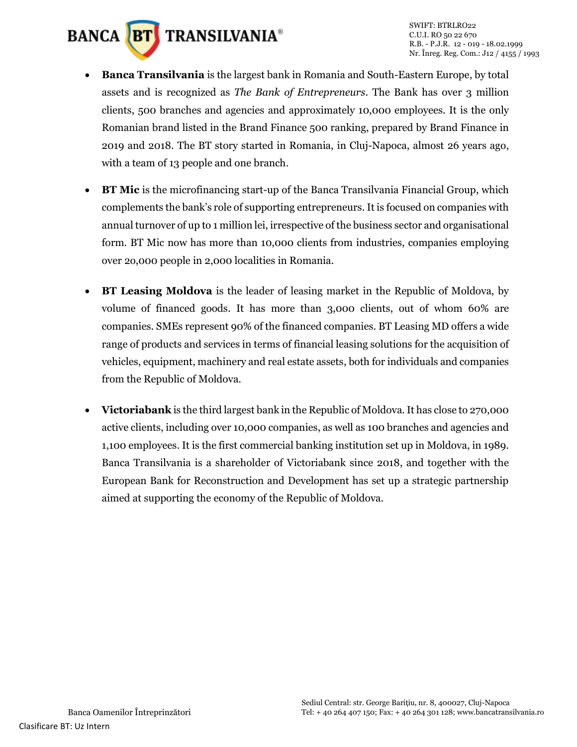- **Banca Transilvania** is the largest bank in Romania and South-Eastern Europe, by total assets and is recognized as *The Bank of Entrepreneurs*. The Bank has over 3 million clients, 500 branches and agencies and approximately 10,000 employees. It is the only Romanian brand listed in the Brand Finance 500 ranking, prepared by Brand Finance in 2019 and 2018. The BT story started in Romania, in Cluj-Napoca, almost 26 years ago, with a team of 13 people and one branch.

- **BT Mic** is the microfinancing start-up of the Banca Transilvania Financial Group, which complements the bank's role of supporting entrepreneurs. It is focused on companies with annual turnover of up to 1 million lei, irrespective of the business sector and organisational form. BT Mic now has more than 10,000 clients from industries, companies employing over 20,000 people in 2,000 localities in Romania.

- **BT Leasing Moldova** is the leader of leasing market in the Republic of Moldova, by volume of financed goods. It has more than 3,000 clients, out of whom 60% are companies. SMEs represent 90% of the financed companies. BT Leasing MD offers a wide range of products and services in terms of financial leasing solutions for the acquisition of vehicles, equipment, machinery and real estate assets, both for individuals and companies from the Republic of Moldova.

- **Victoriabank** is the third largest bank in the Republic of Moldova. It has close to 270,000 active clients, including over 10,000 companies, as well as 100 branches and agencies and 1,100 employees. It is the first commercial banking institution set up in Moldova, in 1989. Banca Transilvania is a shareholder of Victoriabank since 2018, and together with the European Bank for Reconstruction and Development has set up a strategic partnership aimed at supporting the economy of the Republic of Moldova.